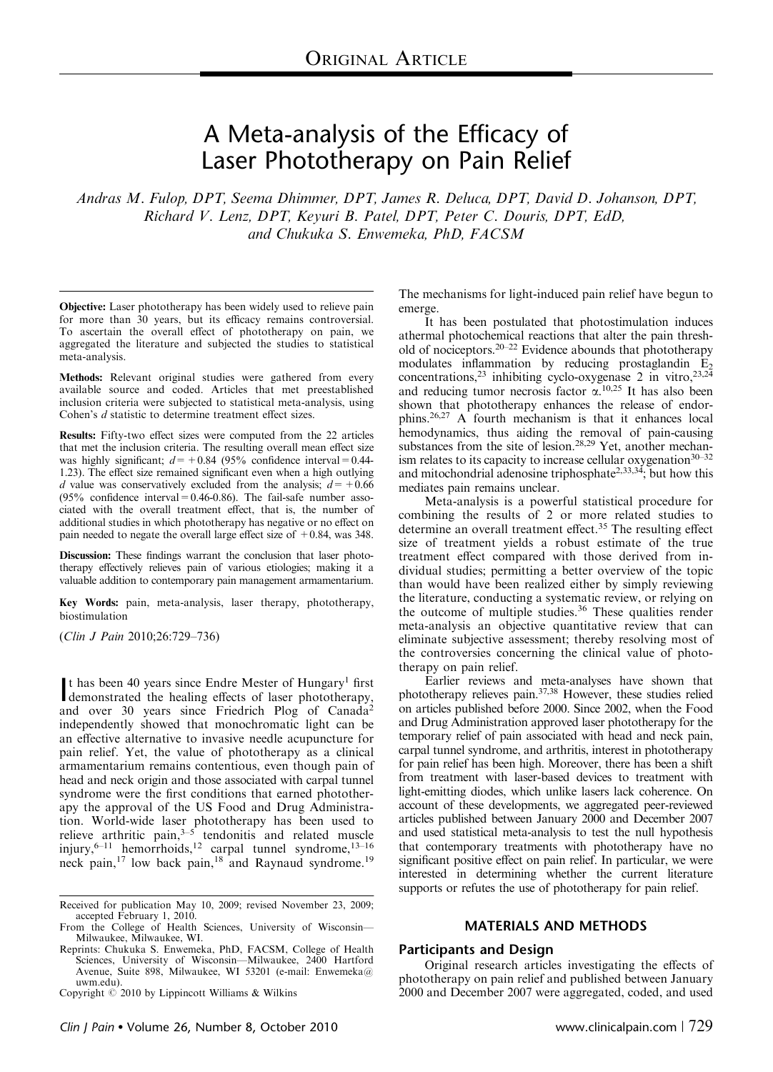ORIGINAL ARTICLE

# A Meta-analysis of the Efficacy of Laser Phototherapy on Pain Relief

*Andras M. Fulop, DPT, Seema Dhimmer, DPT, James R. Deluca, DPT, David D. Johanson, DPT, Richard V. Lenz, DPT, Keyuri B. Patel, DPT, Peter C. Douris, DPT, EdD, and Chukuka S. Enwemeka, PhD, FACSM*

**Objective:** Laser phototherapy has been widely used to relieve pain for more than 30 years, but its efficacy remains controversial. To ascertain the overall effect of phototherapy on pain, we aggregated the literature and subjected the studies to statistical meta-analysis.

**Methods:** Relevant original studies were gathered from every available source and coded. Articles that met preestablished inclusion criteria were subjected to statistical meta-analysis, using Cohen's *d* statistic to determine treatment effect sizes.

**Results:** Fifty-two effect sizes were computed from the 22 articles that met the inclusion criteria. The resulting overall mean effect size was highly significant; $d = +0.84$ (95% confidence interval = 0.44-1.23). The effect size remained significant even when a high outlying *d* value was conservatively excluded from the analysis; $d = +0.66$ (95% confidence interval = 0.46-0.86). The fail-safe number associated with the overall treatment effect, that is, the number of additional studies in which phototherapy has negative or no effect on pain needed to negate the overall large effect size of +0.84, was 348.

**Discussion:** These findings warrant the conclusion that laser phototherapy effectively relieves pain of various etiologies; making it a valuable addition to contemporary pain management armamentarium.

**Key Words:** pain, meta-analysis, laser therapy, phototherapy, biostimulation

(*Clin J Pain* 2010;26:729–736)

It has been 40 years since Endre Mester of Hungary[1] first demonstrated the healing effects of laser phototherapy, and over 30 years since Friedrich Plog of Canada[2] independently showed that monochromatic light can be an effective alternative to invasive needle acupuncture for pain relief. Yet, the value of phototherapy as a clinical armamentarium remains contentious, even though pain of head and neck origin and those associated with carpal tunnel syndrome were the first conditions that earned phototherapy the approval of the US Food and Drug Administration. World-wide laser phototherapy has been used to relieve arthritic pain,[3–5] tendonitis and related muscle injury,[6–11] hemorrhoids,[12] carpal tunnel syndrome,[13–16] neck pain,[17] low back pain,[18] and Raynaud syndrome.[19] The mechanisms for light-induced pain relief have begun to emerge.

It has been postulated that photostimulation induces athermal photochemical reactions that alter the pain threshold of nociceptors.[20–22] Evidence abounds that phototherapy modulates inflammation by reducing prostaglandin $E_2$ concentrations,[23] inhibiting cyclo-oxygenase 2 in vitro,[23,24] and reducing tumor necrosis factor α.[10,25] It has also been shown that phototherapy enhances the release of endorphins.[26,27] A fourth mechanism is that it enhances local hemodynamics, thus aiding the removal of pain-causing substances from the site of lesion.[28,29] Yet, another mechanism relates to its capacity to increase cellular oxygenation[30–32] and mitochondrial adenosine triphosphate[2,33,34]; but how this mediates pain remains unclear.

Meta-analysis is a powerful statistical procedure for combining the results of 2 or more related studies to determine an overall treatment effect.[35] The resulting effect size of treatment yields a robust estimate of the true treatment effect compared with those derived from individual studies; permitting a better overview of the topic than would have been realized either by simply reviewing the literature, conducting a systematic review, or relying on the outcome of multiple studies.[36] These qualities render meta-analysis an objective quantitative review that can eliminate subjective assessment; thereby resolving most of the controversies concerning the clinical value of phototherapy on pain relief.

Earlier reviews and meta-analyses have shown that phototherapy relieves pain.[37,38] However, these studies relied on articles published before 2000. Since 2002, when the Food and Drug Administration approved laser phototherapy for the temporary relief of pain associated with head and neck pain, carpal tunnel syndrome, and arthritis, interest in phototherapy for pain relief has been high. Moreover, there has been a shift from treatment with laser-based devices to treatment with light-emitting diodes, which unlike lasers lack coherence. On account of these developments, we aggregated peer-reviewed articles published between January 2000 and December 2007 and used statistical meta-analysis to test the null hypothesis that contemporary treatments with phototherapy have no significant positive effect on pain relief. In particular, we were interested in determining whether the current literature supports or refutes the use of phototherapy for pain relief.

## MATERIALS AND METHODS

### Participants and Design

Original research articles investigating the effects of phototherapy on pain relief and published between January 2000 and December 2007 were aggregated, coded, and used

Received for publication May 10, 2009; revised November 23, 2009; accepted February 1, 2010.

From the College of Health Sciences, University of Wisconsin—Milwaukee, Milwaukee, WI.

Reprints: Chukuka S. Enwemeka, PhD, FACSM, College of Health Sciences, University of Wisconsin—Milwaukee, 2400 Hartford Avenue, Suite 898, Milwaukee, WI 53201 (e-mail: Enwemeka@uwm.edu).

Copyright © 2010 by Lippincott Williams & Wilkins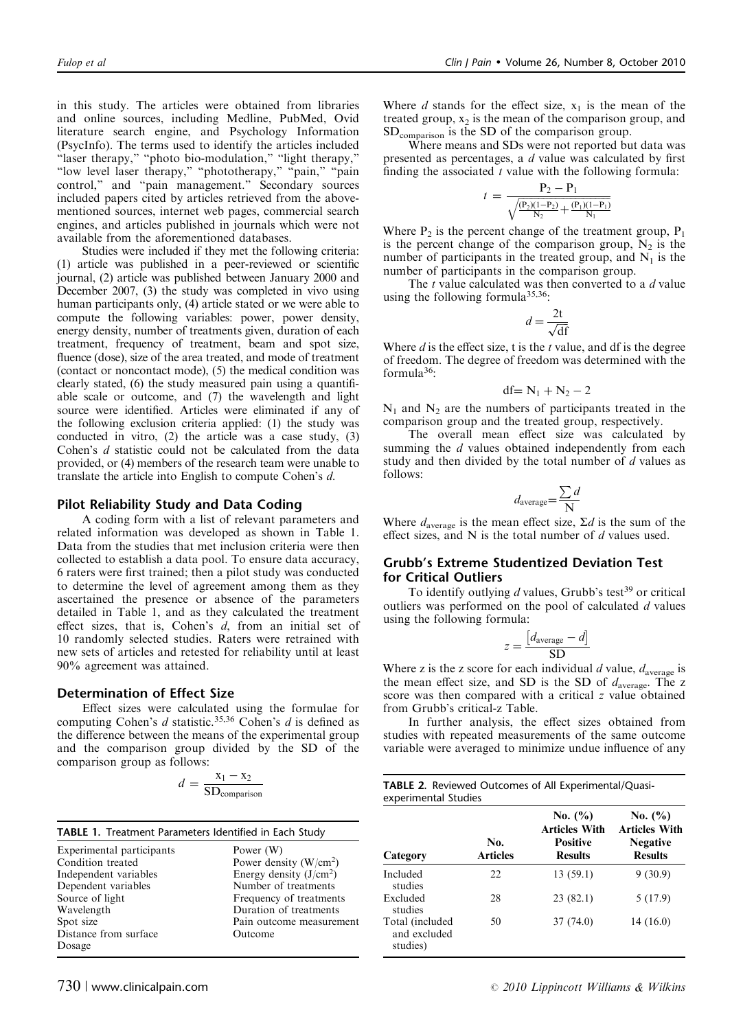in this study. The articles were obtained from libraries and online sources, including Medline, PubMed, Ovid literature search engine, and Psychology Information (PsycInfo). The terms used to identify the articles included "laser therapy," "photo bio-modulation," "light therapy," "low level laser therapy," "phototherapy," "pain," "pain control," and "pain management." Secondary sources included papers cited by articles retrieved from the abovementioned sources, internet web pages, commercial search engines, and articles published in journals which were not available from the aforementioned databases.

Studies were included if they met the following criteria: (1) article was published in a peer-reviewed or scientific journal, (2) article was published between January 2000 and December 2007, (3) the study was completed in vivo using human participants only, (4) article stated or we were able to compute the following variables: power, power density, energy density, number of treatments given, duration of each treatment, frequency of treatment, beam and spot size, fluence (dose), size of the area treated, and mode of treatment (contact or noncontact mode), (5) the medical condition was clearly stated, (6) the study measured pain using a quantifiable scale or outcome, and (7) the wavelength and light source were identified. Articles were eliminated if any of the following exclusion criteria applied: (1) the study was conducted in vitro, (2) the article was a case study, (3) Cohen's $d$ statistic could not be calculated from the data provided, or (4) members of the research team were unable to translate the article into English to compute Cohen's $d$.

## Pilot Reliability Study and Data Coding

A coding form with a list of relevant parameters and related information was developed as shown in Table 1. Data from the studies that met inclusion criteria were then collected to establish a data pool. To ensure data accuracy, 6 raters were first trained; then a pilot study was conducted to determine the level of agreement among them as they ascertained the presence or absence of the parameters detailed in Table 1, and as they calculated the treatment effect sizes, that is, Cohen's $d$, from an initial set of 10 randomly selected studies. Raters were retrained with new sets of articles and retested for reliability until at least 90% agreement was attained.

## Determination of Effect Size

Effect sizes were calculated using the formulae for computing Cohen's $d$ statistic.[35,36] Cohen's $d$ is defined as the difference between the means of the experimental group and the comparison group divided by the SD of the comparison group as follows:

$$d = \frac{x_1 - x_2}{SD_{comparison}}$$

**TABLE 1.** Treatment Parameters Identified in Each Study

| | |
|---|---|
| Experimental participants | Power (W) |
| Condition treated | Power density (W/cm$^2$) |
| Independent variables | Energy density (J/cm$^2$) |
| Dependent variables | Number of treatments |
| Source of light | Frequency of treatments |
| Wavelength | Duration of treatments |
| Spot size | Pain outcome measurement |
| Distance from surface | Outcome |
| Dosage | |

Where $d$ stands for the effect size, $x_1$ is the mean of the treated group, $x_2$ is the mean of the comparison group, and $SD_{comparison}$ is the SD of the comparison group.

Where means and SDs were not reported but data was presented as percentages, a $d$ value was calculated by first finding the associated $t$ value with the following formula:

$$t = \frac{P_2 - P_1}{\sqrt{\frac{(P_2)(1-P_2)}{N_2} + \frac{(P_1)(1-P_1)}{N_1}}}$$

Where $P_2$ is the percent change of the treatment group, $P_1$ is the percent change of the comparison group, $N_2$ is the number of participants in the treated group, and $N_1$ is the number of participants in the comparison group.

The $t$ value calculated was then converted to a $d$ value using the following formula[35,36]:

$$d = \frac{2t}{\sqrt{df}}$$

Where $d$ is the effect size, t is the $t$ value, and df is the degree of freedom. The degree of freedom was determined with the formula[36]:

$$df = N_1 + N_2 - 2$$

$N_1$ and $N_2$ are the numbers of participants treated in the comparison group and the treated group, respectively.

The overall mean effect size was calculated by summing the $d$ values obtained independently from each study and then divided by the total number of $d$ values as follows:

$$d_{average} = \frac{\sum d}{N}$$

Where $d_{average}$ is the mean effect size, $\Sigma d$ is the sum of the effect sizes, and N is the total number of $d$ values used.

## Grubb's Extreme Studentized Deviation Test for Critical Outliers

To identify outlying $d$ values, Grubb's test[39] or critical outliers was performed on the pool of calculated $d$ values using the following formula:

$$z = \frac{[d_{average} - d]}{SD}$$

Where z is the z score for each individual $d$ value, $d_{average}$ is the mean effect size, and SD is the SD of $d_{average}$. The z score was then compared with a critical $z$ value obtained from Grubb's critical-z Table.

In further analysis, the effect sizes obtained from studies with repeated measurements of the same outcome variable were averaged to minimize undue influence of any

**TABLE 2.** Reviewed Outcomes of All Experimental/Quasi-experimental Studies

| Category | No. Articles | No. (%) Articles With Positive Results | No. (%) Articles With Negative Results |
|---|---|---|---|
| Included studies | 22 | 13 (59.1) | 9 (30.9) |
| Excluded studies | 28 | 23 (82.1) | 5 (17.9) |
| Total (included and excluded studies) | 50 | 37 (74.0) | 14 (16.0) |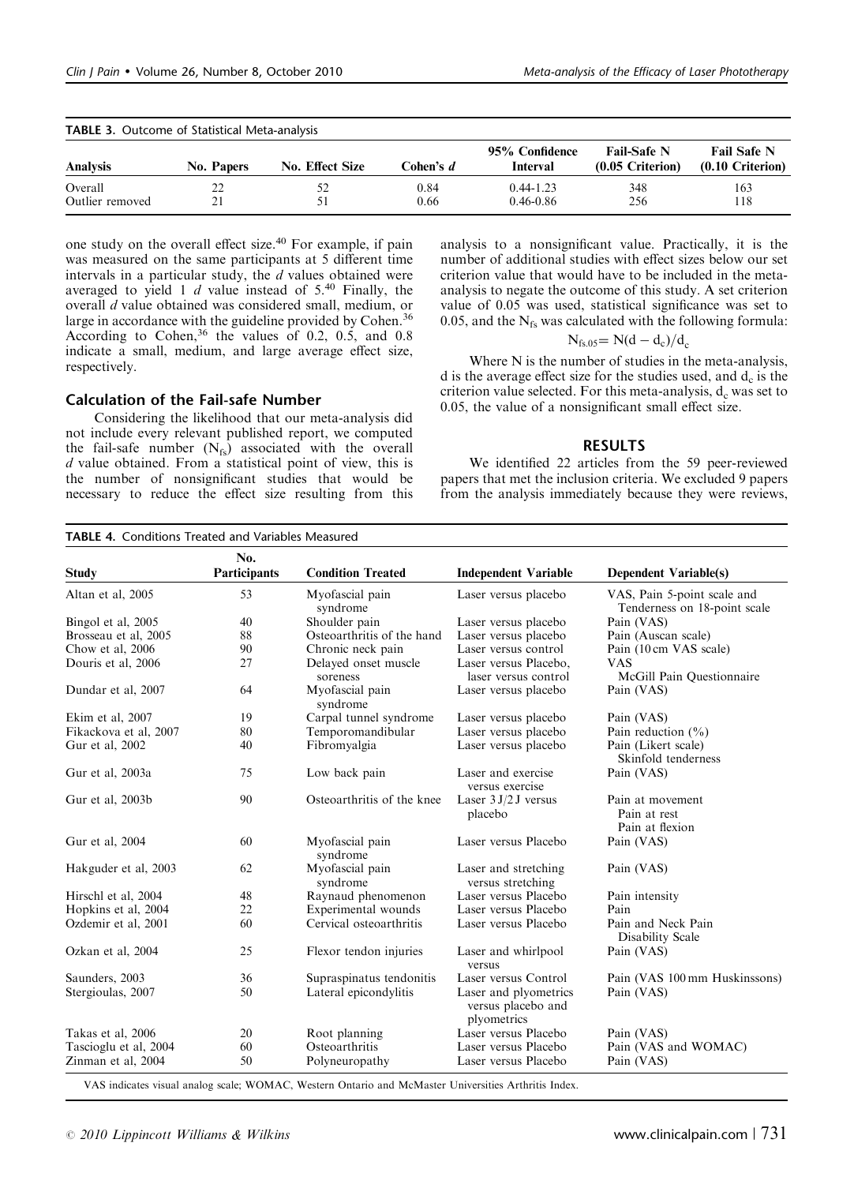**TABLE 3.** Outcome of Statistical Meta-analysis

| Analysis | No. Papers | No. Effect Size | Cohen's *d* | 95% Confidence Interval | Fail-Safe N (0.05 Criterion) | Fail Safe N (0.10 Criterion) |
|---|---|---|---|---|---|---|
| Overall | 22 | 52 | 0.84 | 0.44-1.23 | 348 | 163 |
| Outlier removed | 21 | 51 | 0.66 | 0.46-0.86 | 256 | 118 |

one study on the overall effect size.[40] For example, if pain was measured on the same participants at 5 different time intervals in a particular study, the *d* values obtained were averaged to yield 1 *d* value instead of 5.[40] Finally, the overall *d* value obtained was considered small, medium, or large in accordance with the guideline provided by Cohen.[36] According to Cohen,[36] the values of 0.2, 0.5, and 0.8 indicate a small, medium, and large average effect size, respectively.

### Calculation of the Fail-safe Number

Considering the likelihood that our meta-analysis did not include every relevant published report, we computed the fail-safe number ($N_{fs}$) associated with the overall *d* value obtained. From a statistical point of view, this is the number of nonsignificant studies that would be necessary to reduce the effect size resulting from this analysis to a nonsignificant value. Practically, it is the number of additional studies with effect sizes below our set criterion value that would have to be included in the meta-analysis to negate the outcome of this study. A set criterion value of 0.05 was used, statistical significance was set to 0.05, and the $N_{fs}$ was calculated with the following formula:

$$N_{fs.05} = N(d - d_c)/d_c$$

Where N is the number of studies in the meta-analysis, d is the average effect size for the studies used, and $d_c$ is the criterion value selected. For this meta-analysis, $d_c$ was set to 0.05, the value of a nonsignificant small effect size.

## RESULTS

We identified 22 articles from the 59 peer-reviewed papers that met the inclusion criteria. We excluded 9 papers from the analysis immediately because they were reviews,

**TABLE 4.** Conditions Treated and Variables Measured

| Study | No. Participants | Condition Treated | Independent Variable | Dependent Variable(s) |
|---|---|---|---|---|
| Altan et al, 2005 | 53 | Myofascial pain syndrome | Laser versus placebo | VAS, Pain 5-point scale and Tenderness on 18-point scale |
| Bingol et al, 2005 | 40 | Shoulder pain | Laser versus placebo | Pain (VAS) |
| Brosseau et al, 2005 | 88 | Osteoarthritis of the hand | Laser versus placebo | Pain (Auscan scale) |
| Chow et al, 2006 | 90 | Chronic neck pain | Laser versus control | Pain (10 cm VAS scale) |
| Douris et al, 2006 | 27 | Delayed onset muscle soreness | Laser versus Placebo, laser versus control | VAS McGill Pain Questionnaire |
| Dundar et al, 2007 | 64 | Myofascial pain syndrome | Laser versus placebo | Pain (VAS) |
| Ekim et al, 2007 | 19 | Carpal tunnel syndrome | Laser versus placebo | Pain (VAS) |
| Fikackova et al, 2007 | 80 | Temporomandibular | Laser versus placebo | Pain reduction (%) |
| Gur et al, 2002 | 40 | Fibromyalgia | Laser versus placebo | Pain (Likert scale) Skinfold tenderness |
| Gur et al, 2003a | 75 | Low back pain | Laser and exercise versus exercise | Pain (VAS) |
| Gur et al, 2003b | 90 | Osteoarthritis of the knee | Laser 3 J/2 J versus placebo | Pain at movement Pain at rest Pain at flexion |
| Gur et al, 2004 | 60 | Myofascial pain syndrome | Laser versus Placebo | Pain (VAS) |
| Hakguder et al, 2003 | 62 | Myofascial pain syndrome | Laser and stretching versus stretching | Pain (VAS) |
| Hirschl et al, 2004 | 48 | Raynaud phenomenon | Laser versus Placebo | Pain intensity |
| Hopkins et al, 2004 | 22 | Experimental wounds | Laser versus Placebo | Pain |
| Ozdemir et al, 2001 | 60 | Cervical osteoarthritis | Laser versus Placebo | Pain and Neck Pain Disability Scale |
| Ozkan et al, 2004 | 25 | Flexor tendon injuries | Laser and whirlpool versus | Pain (VAS) |
| Saunders, 2003 | 36 | Supraspinatus tendonitis | Laser versus Control | Pain (VAS 100 mm Huskinssons) |
| Stergioulas, 2007 | 50 | Lateral epicondylitis | Laser and plyometrics versus placebo and plyometrics | Pain (VAS) |
| Takas et al, 2006 | 20 | Root planning | Laser versus Placebo | Pain (VAS) |
| Tascioglu et al, 2004 | 60 | Osteoarthritis | Laser versus Placebo | Pain (VAS and WOMAC) |
| Zinman et al, 2004 | 50 | Polyneuropathy | Laser versus Placebo | Pain (VAS) |

VAS indicates visual analog scale; WOMAC, Western Ontario and McMaster Universities Arthritis Index.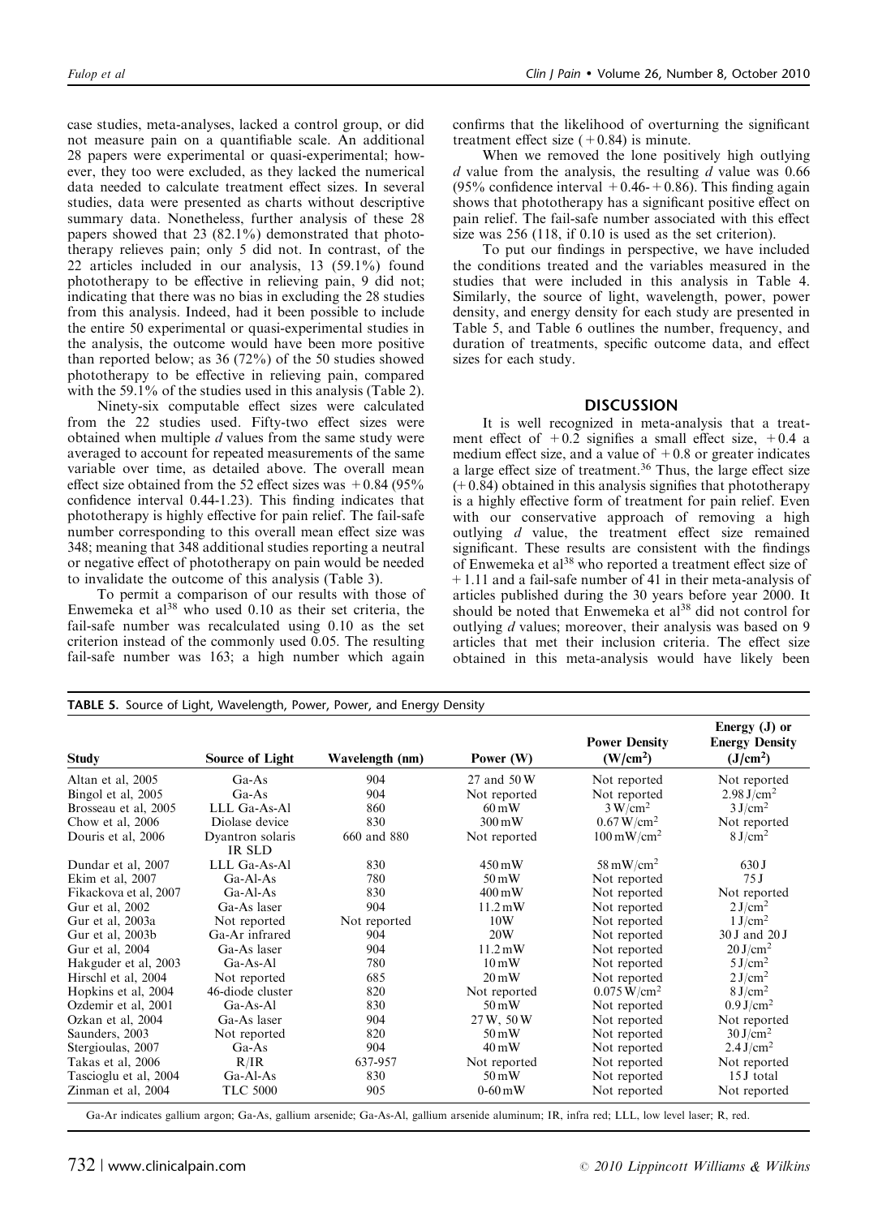case studies, meta-analyses, lacked a control group, or did not measure pain on a quantifiable scale. An additional 28 papers were experimental or quasi-experimental; however, they too were excluded, as they lacked the numerical data needed to calculate treatment effect sizes. In several studies, data were presented as charts without descriptive summary data. Nonetheless, further analysis of these 28 papers showed that 23 (82.1%) demonstrated that phototherapy relieves pain; only 5 did not. In contrast, of the 22 articles included in our analysis, 13 (59.1%) found phototherapy to be effective in relieving pain, 9 did not; indicating that there was no bias in excluding the 28 studies from this analysis. Indeed, had it been possible to include the entire 50 experimental or quasi-experimental studies in the analysis, the outcome would have been more positive than reported below; as 36 (72%) of the 50 studies showed phototherapy to be effective in relieving pain, compared with the 59.1% of the studies used in this analysis (Table 2).

Ninety-six computable effect sizes were calculated from the 22 studies used. Fifty-two effect sizes were obtained when multiple *d* values from the same study were averaged to account for repeated measurements of the same variable over time, as detailed above. The overall mean effect size obtained from the 52 effect sizes was +0.84 (95% confidence interval 0.44-1.23). This finding indicates that phototherapy is highly effective for pain relief. The fail-safe number corresponding to this overall mean effect size was 348; meaning that 348 additional studies reporting a neutral or negative effect of phototherapy on pain would be needed to invalidate the outcome of this analysis (Table 3).

To permit a comparison of our results with those of Enwemeka et al[38] who used 0.10 as their set criteria, the fail-safe number was recalculated using 0.10 as the set criterion instead of the commonly used 0.05. The resulting fail-safe number was 163; a high number which again confirms that the likelihood of overturning the significant treatment effect size (+0.84) is minute.

When we removed the lone positively high outlying *d* value from the analysis, the resulting *d* value was 0.66 (95% confidence interval +0.46-+0.86). This finding again shows that phototherapy has a significant positive effect on pain relief. The fail-safe number associated with this effect size was 256 (118, if 0.10 is used as the set criterion).

To put our findings in perspective, we have included the conditions treated and the variables measured in the studies that were included in this analysis in Table 4. Similarly, the source of light, wavelength, power, power density, and energy density for each study are presented in Table 5, and Table 6 outlines the number, frequency, and duration of treatments, specific outcome data, and effect sizes for each study.

## DISCUSSION

It is well recognized in meta-analysis that a treatment effect of +0.2 signifies a small effect size, +0.4 a medium effect size, and a value of +0.8 or greater indicates a large effect size of treatment.[36] Thus, the large effect size (+0.84) obtained in this analysis signifies that phototherapy is a highly effective form of treatment for pain relief. Even with our conservative approach of removing a high outlying *d* value, the treatment effect size remained significant. These results are consistent with the findings of Enwemeka et al[38] who reported a treatment effect size of +1.11 and a fail-safe number of 41 in their meta-analysis of articles published during the 30 years before year 2000. It should be noted that Enwemeka et al[38] did not control for outlying *d* values; moreover, their analysis was based on 9 articles that met their inclusion criteria. The effect size obtained in this meta-analysis would have likely been

**TABLE 5.** Source of Light, Wavelength, Power, Power, and Energy Density

| Study | Source of Light | Wavelength (nm) | Power (W) | Power Density (W/cm$^2$) | Energy (J) or Energy Density (J/cm$^2$) |
|---|---|---|---|---|---|
| Altan et al, 2005 | Ga-As | 904 | 27 and 50 W | Not reported | Not reported |
| Bingol et al, 2005 | Ga-As | 904 | Not reported | Not reported | 2.98 J/cm$^2$ |
| Brosseau et al, 2005 | LLL Ga-As-Al | 860 | 60 mW | 3 W/cm$^2$ | 3 J/cm$^2$ |
| Chow et al, 2006 | Diolase device | 830 | 300 mW | 0.67 W/cm$^2$ | Not reported |
| Douris et al, 2006 | Dyantron solaris IR SLD | 660 and 880 | Not reported | 100 mW/cm$^2$ | 8 J/cm$^2$ |
| Dundar et al, 2007 | LLL Ga-As-Al | 830 | 450 mW | 58 mW/cm$^2$ | 630 J |
| Ekim et al, 2007 | Ga-Al-As | 780 | 50 mW | Not reported | 75 J |
| Fikackova et al, 2007 | Ga-Al-As | 830 | 400 mW | Not reported | Not reported |
| Gur et al, 2002 | Ga-As laser | 904 | 11.2 mW | Not reported | 2 J/cm$^2$ |
| Gur et al, 2003a | Not reported | Not reported | 10W | Not reported | 1 J/cm$^2$ |
| Gur et al, 2003b | Ga-Ar infrared | 904 | 20W | Not reported | 30 J and 20 J |
| Gur et al, 2004 | Ga-As laser | 904 | 11.2 mW | Not reported | 20 J/cm$^2$ |
| Hakguder et al, 2003 | Ga-As-Al | 780 | 10 mW | Not reported | 5 J/cm$^2$ |
| Hirschl et al, 2004 | Not reported | 685 | 20 mW | Not reported | 2 J/cm$^2$ |
| Hopkins et al, 2004 | 46-diode cluster | 820 | Not reported | 0.075 W/cm$^2$ | 8 J/cm$^2$ |
| Ozdemir et al, 2001 | Ga-As-Al | 830 | 50 mW | Not reported | 0.9 J/cm$^2$ |
| Ozkan et al, 2004 | Ga-As laser | 904 | 27 W, 50 W | Not reported | Not reported |
| Saunders, 2003 | Not reported | 820 | 50 mW | Not reported | 30 J/cm$^2$ |
| Stergioulas, 2007 | Ga-As | 904 | 40 mW | Not reported | 2.4 J/cm$^2$ |
| Takas et al, 2006 | R/IR | 637-957 | Not reported | Not reported | Not reported |
| Tascioglu et al, 2004 | Ga-Al-As | 830 | 50 mW | Not reported | 15 J total |
| Zinman et al, 2004 | TLC 5000 | 905 | 0-60 mW | Not reported | Not reported |

Ga-Ar indicates gallium argon; Ga-As, gallium arsenide; Ga-As-Al, gallium arsenide aluminum; IR, infra red; LLL, low level laser; R, red.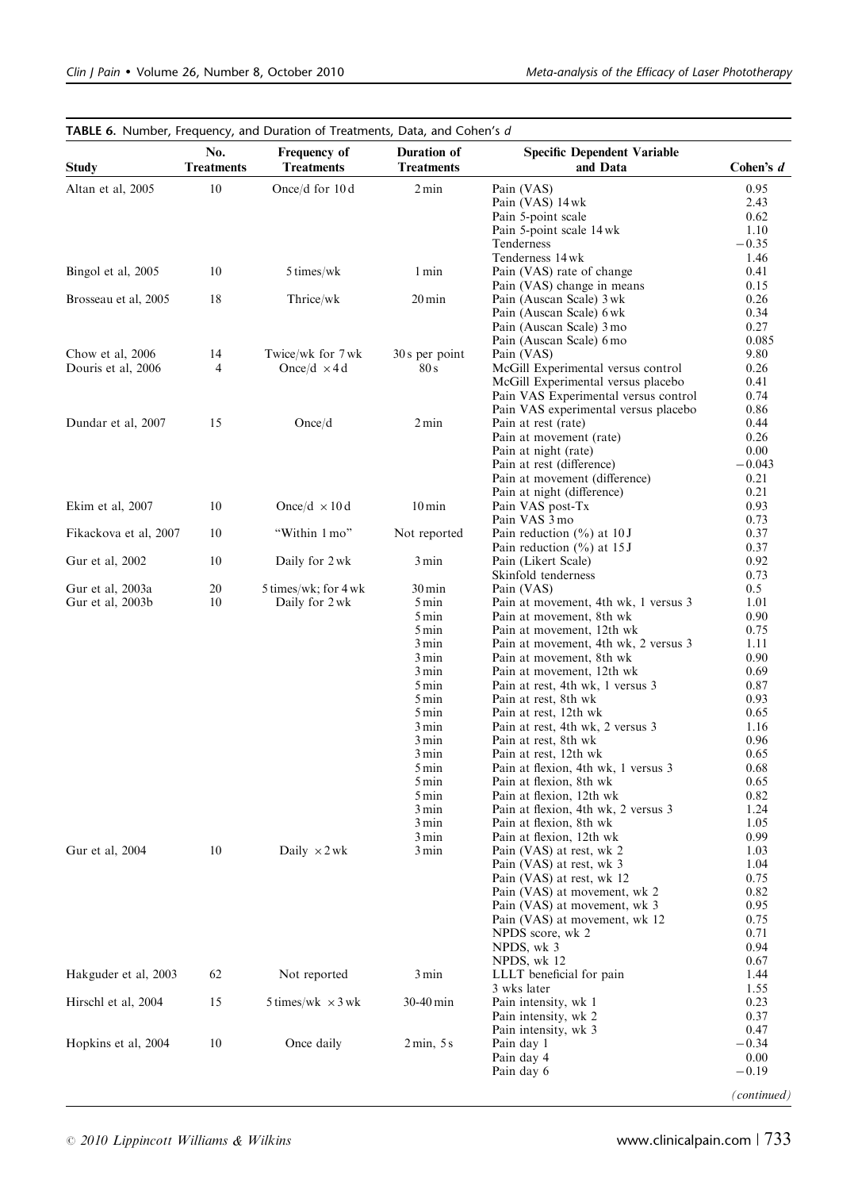**TABLE 6.** Number, Frequency, and Duration of Treatments, Data, and Cohen's *d*

| Study | No. Treatments | Frequency of Treatments | Duration of Treatments | Specific Dependent Variable and Data | Cohen's *d* |
|---|---|---|---|---|---|
| Altan et al, 2005 | 10 | Once/d for 10 d | 2 min | Pain (VAS) | 0.95 |
| | | | | Pain (VAS) 14 wk | 2.43 |
| | | | | Pain 5-point scale | 0.62 |
| | | | | Pain 5-point scale 14 wk | 1.10 |
| | | | | Tenderness | −0.35 |
| | | | | Tenderness 14 wk | 1.46 |
| Bingol et al, 2005 | 10 | 5 times/wk | 1 min | Pain (VAS) rate of change | 0.41 |
| | | | | Pain (VAS) change in means | 0.15 |
| Brosseau et al, 2005 | 18 | Thrice/wk | 20 min | Pain (Auscan Scale) 3 wk | 0.26 |
| | | | | Pain (Auscan Scale) 6 wk | 0.34 |
| | | | | Pain (Auscan Scale) 3 mo | 0.27 |
| | | | | Pain (Auscan Scale) 6 mo | 0.085 |
| Chow et al, 2006 | 14 | Twice/wk for 7 wk | 30 s per point | Pain (VAS) | 9.80 |
| Douris et al, 2006 | 4 | Once/d × 4 d | 80 s | McGill Experimental versus control | 0.26 |
| | | | | McGill Experimental versus placebo | 0.41 |
| | | | | Pain VAS Experimental versus control | 0.74 |
| | | | | Pain VAS experimental versus placebo | 0.86 |
| Dundar et al, 2007 | 15 | Once/d | 2 min | Pain at rest (rate) | 0.44 |
| | | | | Pain at movement (rate) | 0.26 |
| | | | | Pain at night (rate) | 0.00 |
| | | | | Pain at rest (difference) | −0.043 |
| | | | | Pain at movement (difference) | 0.21 |
| | | | | Pain at night (difference) | 0.21 |
| Ekim et al, 2007 | 10 | Once/d × 10 d | 10 min | Pain VAS post-Tx | 0.93 |
| | | | | Pain VAS 3 mo | 0.73 |
| Fikackova et al, 2007 | 10 | "Within 1 mo" | Not reported | Pain reduction (%) at 10 J | 0.37 |
| | | | | Pain reduction (%) at 15 J | 0.37 |
| Gur et al, 2002 | 10 | Daily for 2 wk | 3 min | Pain (Likert Scale) | 0.92 |
| | | | | Skinfold tenderness | 0.73 |
| Gur et al, 2003a | 20 | 5 times/wk; for 4 wk | 30 min | Pain (VAS) | 0.5 |
| Gur et al, 2003b | 10 | Daily for 2 wk | 5 min | Pain at movement, 4th wk, 1 versus 3 | 1.01 |
| | | | 5 min | Pain at movement, 8th wk | 0.90 |
| | | | 5 min | Pain at movement, 12th wk | 0.75 |
| | | | 3 min | Pain at movement, 4th wk, 2 versus 3 | 1.11 |
| | | | 3 min | Pain at movement, 8th wk | 0.90 |
| | | | 3 min | Pain at movement, 12th wk | 0.69 |
| | | | 5 min | Pain at rest, 4th wk, 1 versus 3 | 0.87 |
| | | | 5 min | Pain at rest, 8th wk | 0.93 |
| | | | 5 min | Pain at rest, 12th wk | 0.65 |
| | | | 3 min | Pain at rest, 4th wk, 2 versus 3 | 1.16 |
| | | | 3 min | Pain at rest, 8th wk | 0.96 |
| | | | 3 min | Pain at rest, 12th wk | 0.65 |
| | | | 5 min | Pain at flexion, 4th wk, 1 versus 3 | 0.68 |
| | | | 5 min | Pain at flexion, 8th wk | 0.65 |
| | | | 5 min | Pain at flexion, 12th wk | 0.82 |
| | | | 3 min | Pain at flexion, 4th wk, 2 versus 3 | 1.24 |
| | | | 3 min | Pain at flexion, 8th wk | 1.05 |
| | | | 3 min | Pain at flexion, 12th wk | 0.99 |
| Gur et al, 2004 | 10 | Daily × 2 wk | 3 min | Pain (VAS) at rest, wk 2 | 1.03 |
| | | | | Pain (VAS) at rest, wk 3 | 1.04 |
| | | | | Pain (VAS) at rest, wk 12 | 0.75 |
| | | | | Pain (VAS) at movement, wk 2 | 0.82 |
| | | | | Pain (VAS) at movement, wk 3 | 0.95 |
| | | | | Pain (VAS) at movement, wk 12 | 0.75 |
| | | | | NPDS score, wk 2 | 0.71 |
| | | | | NPDS, wk 3 | 0.94 |
| | | | | NPDS, wk 12 | 0.67 |
| Hakguder et al, 2003 | 62 | Not reported | 3 min | LLLT beneficial for pain | 1.44 |
| | | | | 3 wks later | 1.55 |
| Hirschl et al, 2004 | 15 | 5 times/wk × 3 wk | 30-40 min | Pain intensity, wk 1 | 0.23 |
| | | | | Pain intensity, wk 2 | 0.37 |
| | | | | Pain intensity, wk 3 | 0.47 |
| Hopkins et al, 2004 | 10 | Once daily | 2 min, 5 s | Pain day 1 | −0.34 |
| | | | | Pain day 4 | 0.00 |
| | | | | Pain day 6 | −0.19 |

*(continued)*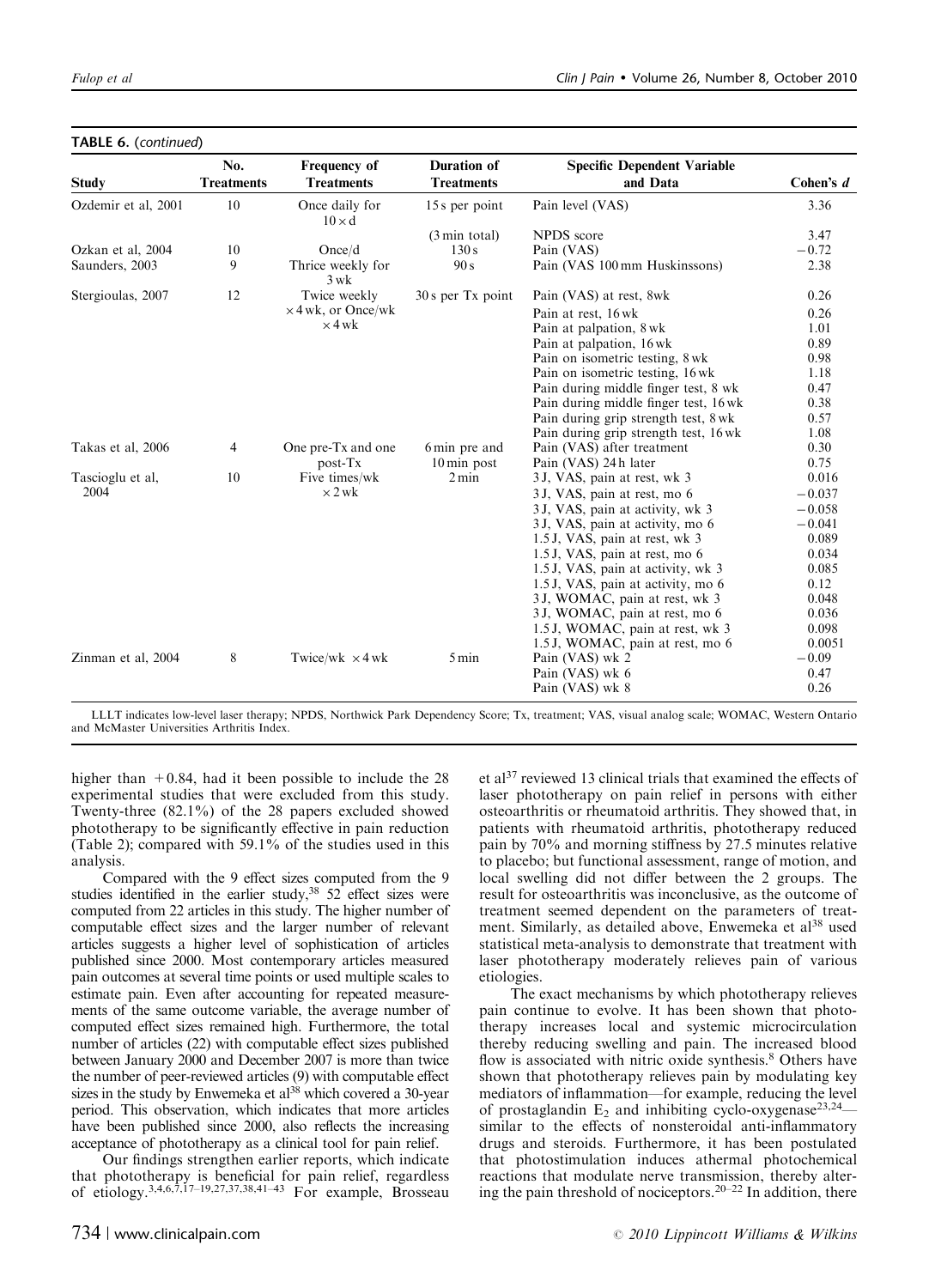**TABLE 6.** (continued)

| Study | No. Treatments | Frequency of Treatments | Duration of Treatments | Specific Dependent Variable and Data | Cohen's d |
|---|---|---|---|---|---|
| Ozdemir et al, 2001 | 10 | Once daily for 10 × d | 15 s per point | Pain level (VAS) | 3.36 |
| | | | (3 min total) | NPDS score | 3.47 |
| Ozkan et al, 2004 | 10 | Once/d | 130 s | Pain (VAS) | −0.72 |
| Saunders, 2003 | 9 | Thrice weekly for 3 wk | 90 s | Pain (VAS 100 mm Huskinssons) | 2.38 |
| Stergioulas, 2007 | 12 | Twice weekly × 4 wk, or Once/wk × 4 wk | 30 s per Tx point | Pain (VAS) at rest, 8wk | 0.26 |
| | | | | Pain at rest, 16 wk | 0.26 |
| | | | | Pain at palpation, 8 wk | 1.01 |
| | | | | Pain at palpation, 16 wk | 0.89 |
| | | | | Pain on isometric testing, 8 wk | 0.98 |
| | | | | Pain on isometric testing, 16 wk | 1.18 |
| | | | | Pain during middle finger test, 8 wk | 0.47 |
| | | | | Pain during middle finger test, 16 wk | 0.38 |
| | | | | Pain during grip strength test, 8 wk | 0.57 |
| | | | | Pain during grip strength test, 16 wk | 1.08 |
| Takas et al, 2006 | 4 | One pre-Tx and one post-Tx | 6 min pre and 10 min post | Pain (VAS) after treatment | 0.30 |
| | | | | Pain (VAS) 24 h later | 0.75 |
| Tascioglu et al, 2004 | 10 | Five times/wk × 2 wk | 2 min | 3 J, VAS, pain at rest, wk 3 | 0.016 |
| | | | | 3 J, VAS, pain at rest, mo 6 | −0.037 |
| | | | | 3 J, VAS, pain at activity, wk 3 | −0.058 |
| | | | | 3 J, VAS, pain at activity, mo 6 | −0.041 |
| | | | | 1.5 J, VAS, pain at rest, wk 3 | 0.089 |
| | | | | 1.5 J, VAS, pain at rest, mo 6 | 0.034 |
| | | | | 1.5 J, VAS, pain at activity, wk 3 | 0.085 |
| | | | | 1.5 J, VAS, pain at activity, mo 6 | 0.12 |
| | | | | 3 J, WOMAC, pain at rest, wk 3 | 0.048 |
| | | | | 3 J, WOMAC, pain at rest, mo 6 | 0.036 |
| | | | | 1.5 J, WOMAC, pain at rest, wk 3 | 0.098 |
| | | | | 1.5 J, WOMAC, pain at rest, mo 6 | 0.0051 |
| Zinman et al, 2004 | 8 | Twice/wk × 4 wk | 5 min | Pain (VAS) wk 2 | −0.09 |
| | | | | Pain (VAS) wk 6 | 0.47 |
| | | | | Pain (VAS) wk 8 | 0.26 |

LLLT indicates low-level laser therapy; NPDS, Northwick Park Dependency Score; Tx, treatment; VAS, visual analog scale; WOMAC, Western Ontario and McMaster Universities Arthritis Index.

higher than +0.84, had it been possible to include the 28 experimental studies that were excluded from this study. Twenty-three (82.1%) of the 28 papers excluded showed phototherapy to be significantly effective in pain reduction (Table 2); compared with 59.1% of the studies used in this analysis.

Compared with the 9 effect sizes computed from the 9 studies identified in the earlier study,[38] 52 effect sizes were computed from 22 articles in this study. The higher number of computable effect sizes and the larger number of relevant articles suggests a higher level of sophistication of articles published since 2000. Most contemporary articles measured pain outcomes at several time points or used multiple scales to estimate pain. Even after accounting for repeated measurements of the same outcome variable, the average number of computed effect sizes remained high. Furthermore, the total number of articles (22) with computable effect sizes published between January 2000 and December 2007 is more than twice the number of peer-reviewed articles (9) with computable effect sizes in the study by Enwemeka et al[38] which covered a 30-year period. This observation, which indicates that more articles have been published since 2000, also reflects the increasing acceptance of phototherapy as a clinical tool for pain relief.

Our findings strengthen earlier reports, which indicate that phototherapy is beneficial for pain relief, regardless of etiology.[3,4,6,7,17–19,27,37,38,41–43] For example, Brosseau et al[37] reviewed 13 clinical trials that examined the effects of laser phototherapy on pain relief in persons with either osteoarthritis or rheumatoid arthritis. They showed that, in patients with rheumatoid arthritis, phototherapy reduced pain by 70% and morning stiffness by 27.5 minutes relative to placebo; but functional assessment, range of motion, and local swelling did not differ between the 2 groups. The result for osteoarthritis was inconclusive, as the outcome of treatment seemed dependent on the parameters of treatment. Similarly, as detailed above, Enwemeka et al[38] used statistical meta-analysis to demonstrate that treatment with laser phototherapy moderately relieves pain of various etiologies.

The exact mechanisms by which phototherapy relieves pain continue to evolve. It has been shown that phototherapy increases local and systemic microcirculation thereby reducing swelling and pain. The increased blood flow is associated with nitric oxide synthesis.[8] Others have shown that phototherapy relieves pain by modulating key mediators of inflammation—for example, reducing the level of prostaglandin $E_2$ and inhibiting cyclo-oxygenase[23,24]—similar to the effects of nonsteroidal anti-inflammatory drugs and steroids. Furthermore, it has been postulated that photostimulation induces athermal photochemical reactions that modulate nerve transmission, thereby altering the pain threshold of nociceptors.[20–22] In addition, there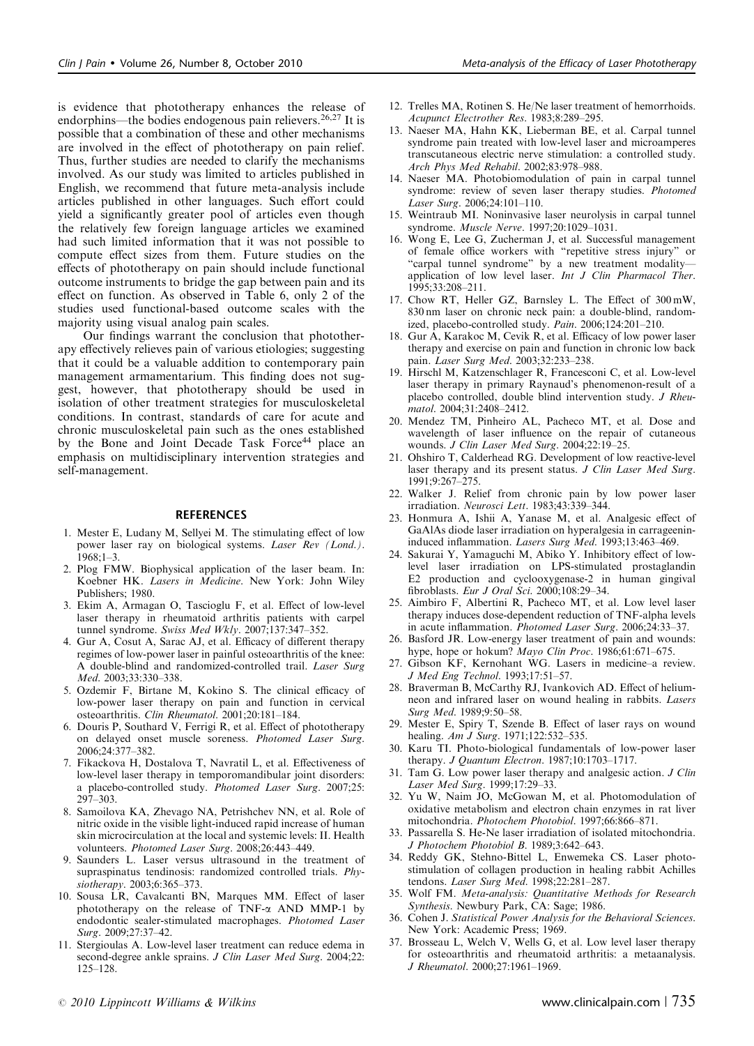is evidence that phototherapy enhances the release of endorphins—the bodies endogenous pain relievers.[26,27] It is possible that a combination of these and other mechanisms are involved in the effect of phototherapy on pain relief. Thus, further studies are needed to clarify the mechanisms involved. As our study was limited to articles published in English, we recommend that future meta-analysis include articles published in other languages. Such effort could yield a significantly greater pool of articles even though the relatively few foreign language articles we examined had such limited information that it was not possible to compute effect sizes from them. Future studies on the effects of phototherapy on pain should include functional outcome instruments to bridge the gap between pain and its effect on function. As observed in Table 6, only 2 of the studies used functional-based outcome scales with the majority using visual analog pain scales.

Our findings warrant the conclusion that phototherapy effectively relieves pain of various etiologies; suggesting that it could be a valuable addition to contemporary pain management armamentarium. This finding does not suggest, however, that phototherapy should be used in isolation of other treatment strategies for musculoskeletal conditions. In contrast, standards of care for acute and chronic musculoskeletal pain such as the ones established by the Bone and Joint Decade Task Force[44] place an emphasis on multidisciplinary intervention strategies and self-management.

## REFERENCES

1. Mester E, Ludany M, Sellyei M. The stimulating effect of low power laser ray on biological systems. *Laser Rev (Lond.)*. 1968;1–3.
2. Plog FMW. Biophysical application of the laser beam. In: Koebner HK. *Lasers in Medicine*. New York: John Wiley Publishers; 1980.
3. Ekim A, Armagan O, Tascioglu F, et al. Effect of low-level laser therapy in rheumatoid arthritis patients with carpel tunnel syndrome. *Swiss Med Wkly*. 2007;137:347–352.
4. Gur A, Cosut A, Sarac AJ, et al. Efficacy of different therapy regimes of low-power laser in painful osteoarthritis of the knee: A double-blind and randomized-controlled trail. *Laser Surg Med*. 2003;33:330–338.
5. Ozdemir F, Birtane M, Kokino S. The clinical efficacy of low-power laser therapy on pain and function in cervical osteoarthritis. *Clin Rheumatol*. 2001;20:181–184.
6. Douris P, Southard V, Ferrigi R, et al. Effect of phototherapy on delayed onset muscle soreness. *Photomed Laser Surg*. 2006;24:377–382.
7. Fikackova H, Dostalova T, Navratil L, et al. Effectiveness of low-level laser therapy in temporomandibular joint disorders: a placebo-controlled study. *Photomed Laser Surg*. 2007;25: 297–303.
8. Samoilova KA, Zhevago NA, Petrishchev NN, et al. Role of nitric oxide in the visible light-induced rapid increase of human skin microcirculation at the local and systemic levels: II. Health volunteers. *Photomed Laser Surg*. 2008;26:443–449.
9. Saunders L. Laser versus ultrasound in the treatment of supraspinatus tendinosis: randomized controlled trials. *Physiotherapy*. 2003;6:365–373.
10. Sousa LR, Cavalcanti BN, Marques MM. Effect of laser phototherapy on the release of TNF-$\alpha$ AND MMP-1 by endodontic sealer-stimulated macrophages. *Photomed Laser Surg*. 2009;27:37–42.
11. Stergioulas A. Low-level laser treatment can reduce edema in second-degree ankle sprains. *J Clin Laser Med Surg*. 2004;22: 125–128.
12. Trelles MA, Rotinen S. He/Ne laser treatment of hemorrhoids. *Acupunct Electrother Res*. 1983;8:289–295.
13. Naeser MA, Hahn KK, Lieberman BE, et al. Carpal tunnel syndrome pain treated with low-level laser and microamperes transcutaneous electric nerve stimulation: a controlled study. *Arch Phys Med Rehabil*. 2002;83:978–988.
14. Naeser MA. Photobiomodulation of pain in carpal tunnel syndrome: review of seven laser therapy studies. *Photomed Laser Surg*. 2006;24:101–110.
15. Weintraub MI. Noninvasive laser neurolysis in carpal tunnel syndrome. *Muscle Nerve*. 1997;20:1029–1031.
16. Wong E, Lee G, Zucherman J, et al. Successful management of female office workers with "repetitive stress injury" or "carpal tunnel syndrome" by a new treatment modality—application of low level laser. *Int J Clin Pharmacol Ther*. 1995;33:208–211.
17. Chow RT, Heller GZ, Barnsley L. The Effect of 300 mW, 830 nm laser on chronic neck pain: a double-blind, randomized, placebo-controlled study. *Pain*. 2006;124:201–210.
18. Gur A, Karakoc M, Cevik R, et al. Efficacy of low power laser therapy and exercise on pain and function in chronic low back pain. *Laser Surg Med*. 2003;32:233–238.
19. Hirschl M, Katzenschlager R, Francesconi C, et al. Low-level laser therapy in primary Raynaud's phenomenon-result of a placebo controlled, double blind intervention study. *J Rheumatol*. 2004;31:2408–2412.
20. Mendez TM, Pinheiro AL, Pacheco MT, et al. Dose and wavelength of laser influence on the repair of cutaneous wounds. *J Clin Laser Med Surg*. 2004;22:19–25.
21. Ohshiro T, Calderhead RG. Development of low reactive-level laser therapy and its present status. *J Clin Laser Med Surg*. 1991;9:267–275.
22. Walker J. Relief from chronic pain by low power laser irradiation. *Neurosci Lett*. 1983;43:339–344.
23. Honmura A, Ishii A, Yanase M, et al. Analgesic effect of GaAlAs diode laser irradiation on hyperalgesia in carrageenin-induced inflammation. *Lasers Surg Med*. 1993;13:463–469.
24. Sakurai Y, Yamaguchi M, Abiko Y. Inhibitory effect of low-level laser irradiation on LPS-stimulated prostaglandin E2 production and cyclooxygenase-2 in human gingival fibroblasts. *Eur J Oral Sci*. 2000;108:29–34.
25. Aimbiro F, Albertini R, Pacheco MT, et al. Low level laser therapy induces dose-dependent reduction of TNF-alpha levels in acute inflammation. *Photomed Laser Surg*. 2006;24:33–37.
26. Basford JR. Low-energy laser treatment of pain and wounds: hype, hope or hokum? *Mayo Clin Proc*. 1986;61:671–675.
27. Gibson KF, Kernohant WG. Lasers in medicine–a review. *J Med Eng Technol*. 1993;17:51–57.
28. Braverman B, McCarthy RJ, Ivankovich AD. Effect of helium-neon and infrared laser on wound healing in rabbits. *Lasers Surg Med*. 1989;9:50–58.
29. Mester E, Spiry T, Szende B. Effect of laser rays on wound healing. *Am J Surg*. 1971;122:532–535.
30. Karu TI. Photo-biological fundamentals of low-power laser therapy. *J Quantum Electron*. 1987;10:1703–1717.
31. Tam G. Low power laser therapy and analgesic action. *J Clin Laser Med Surg*. 1999;17:29–33.
32. Yu W, Naim JO, McGowan M, et al. Photomodulation of oxidative metabolism and electron chain enzymes in rat liver mitochondria. *Photochem Photobiol*. 1997;66:866–871.
33. Passarella S. He-Ne laser irradiation of isolated mitochondria. *J Photochem Photobiol B*. 1989;3:642–643.
34. Reddy GK, Stehno-Bittel L, Enwemeka CS. Laser photostimulation of collagen production in healing rabbit Achilles tendons. *Laser Surg Med*. 1998;22:281–287.
35. Wolf FM. *Meta-analysis: Quantitative Methods for Research Synthesis*. Newbury Park, CA: Sage; 1986.
36. Cohen J. *Statistical Power Analysis for the Behavioral Sciences*. New York: Academic Press; 1969.
37. Brosseau L, Welch V, Wells G, et al. Low level laser therapy for osteoarthritis and rheumatoid arthritis: a metaanalysis. *J Rheumatol*. 2000;27:1961–1969.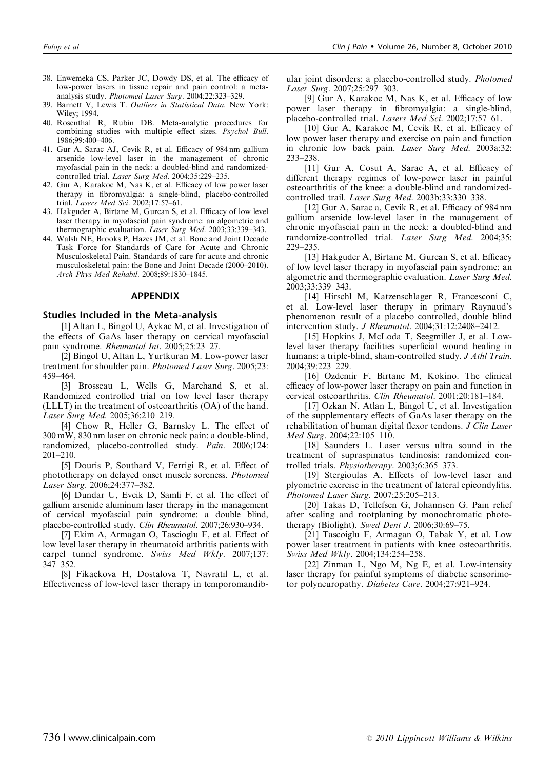38. Enwemeka CS, Parker JC, Dowdy DS, et al. The efficacy of low-power lasers in tissue repair and pain control: a meta-analysis study. *Photomed Laser Surg*. 2004;22:323–329.
39. Barnett V, Lewis T. *Outliers in Statistical Data*. New York: Wiley; 1994.
40. Rosenthal R, Rubin DB. Meta-analytic procedures for combining studies with multiple effect sizes. *Psychol Bull*. 1986;99:400–406.
41. Gur A, Sarac AJ, Cevik R, et al. Efficacy of 984 nm gallium arsenide low-level laser in the management of chronic myofascial pain in the neck: a doubled-blind and randomized-controlled trial. *Laser Surg Med*. 2004;35:229–235.
42. Gur A, Karakoc M, Nas K, et al. Efficacy of low power laser therapy in fibromyalgia: a single-blind, placebo-controlled trial. *Lasers Med Sci*. 2002;17:57–61.
43. Hakguder A, Birtane M, Gurcan S, et al. Efficacy of low level laser therapy in myofascial pain syndrome: an algometric and thermographic evaluation. *Laser Surg Med*. 2003;33:339–343.
44. Walsh NE, Brooks P, Hazes JM, et al. Bone and Joint Decade Task Force for Standards of Care for Acute and Chronic Musculoskeletal Pain. Standards of care for acute and chronic musculoskeletal pain: the Bone and Joint Decade (2000–2010). *Arch Phys Med Rehabil*. 2008;89:1830–1845.

## APPENDIX

### Studies Included in the Meta-analysis

[1] Altan L, Bingol U, Aykac M, et al. Investigation of the effects of GaAs laser therapy on cervical myofascial pain syndrome. *Rheumatol Int*. 2005;25:23–27.

[2] Bingol U, Altan L, Yurtkuran M. Low-power laser treatment for shoulder pain. *Photomed Laser Surg*. 2005;23: 459–464.

[3] Brosseau L, Wells G, Marchand S, et al. Randomized controlled trial on low level laser therapy (LLLT) in the treatment of osteoarthritis (OA) of the hand. *Laser Surg Med*. 2005;36:210–219.

[4] Chow R, Heller G, Barnsley L. The effect of 300 mW, 830 nm laser on chronic neck pain: a double-blind, randomized, placebo-controlled study. *Pain*. 2006;124: 201–210.

[5] Douris P, Southard V, Ferrigi R, et al. Effect of phototherapy on delayed onset muscle soreness. *Photomed Laser Surg*. 2006;24:377–382.

[6] Dundar U, Evcik D, Samli F, et al. The effect of gallium arsenide aluminum laser therapy in the management of cervical myofascial pain syndrome: a double blind, placebo-controlled study. *Clin Rheumatol*. 2007;26:930–934.

[7] Ekim A, Armagan O, Tascioglu F, et al. Effect of low level laser therapy in rheumatoid arthritis patients with carpel tunnel syndrome. *Swiss Med Wkly*. 2007;137: 347–352.

[8] Fikackova H, Dostalova T, Navratil L, et al. Effectiveness of low-level laser therapy in temporomandibular joint disorders: a placebo-controlled study. *Photomed Laser Surg*. 2007;25:297–303.

[9] Gur A, Karakoc M, Nas K, et al. Efficacy of low power laser therapy in fibromyalgia: a single-blind, placebo-controlled trial. *Lasers Med Sci*. 2002;17:57–61.

[10] Gur A, Karakoc M, Cevik R, et al. Efficacy of low power laser therapy and exercise on pain and function in chronic low back pain. *Laser Surg Med*. 2003a;32: 233–238.

[11] Gur A, Cosut A, Sarac A, et al. Efficacy of different therapy regimes of low-power laser in painful osteoarthritis of the knee: a double-blind and randomized-controlled trail. *Laser Surg Med*. 2003b;33:330–338.

[12] Gur A, Sarac a, Cevik R, et al. Efficacy of 984 nm gallium arsenide low-level laser in the management of chronic myofascial pain in the neck: a doubled-blind and randomize-controlled trial. *Laser Surg Med*. 2004;35: 229–235.

[13] Hakguder A, Birtane M, Gurcan S, et al. Efficacy of low level laser therapy in myofascial pain syndrome: an algometric and thermographic evaluation. *Laser Surg Med*. 2003;33:339–343.

[14] Hirschl M, Katzenschlager R, Francesconi C, et al. Low-level laser therapy in primary Raynaud's phenomenon–result of a placebo controlled, double blind intervention study. *J Rheumatol*. 2004;31:12:2408–2412.

[15] Hopkins J, McLoda T, Seegmiller J, et al. Low-level laser therapy facilities superficial wound healing in humans: a triple-blind, sham-controlled study. *J Athl Train*. 2004;39:223–229.

[16] Ozdemir F, Birtane M, Kokino. The clinical efficacy of low-power laser therapy on pain and function in cervical osteoarthritis. *Clin Rheumatol*. 2001;20:181–184.

[17] Ozkan N, Atlan L, Bingol U, et al. Investigation of the supplementary effects of GaAs laser therapy on the rehabilitation of human digital flexor tendons. *J Clin Laser Med Surg*. 2004;22:105–110.

[18] Saunders L. Laser versus ultra sound in the treatment of supraspinatus tendinosis: randomized controlled trials. *Physiotherapy*. 2003;6:365–373.

[19] Stergioulas A. Effects of low-level laser and plyometric exercise in the treatment of lateral epicondylitis. *Photomed Laser Surg*. 2007;25:205–213.

[20] Takas D, Tellefsen G, Johannsen G. Pain relief after scaling and rootplaning by monochromatic phototherapy (Biolight). *Swed Dent J*. 2006;30:69–75.

[21] Tascoiglu F, Armagan O, Tabak Y, et al. Low power laser treatment in patients with knee osteoarthritis. *Swiss Med Wkly*. 2004;134:254–258.

[22] Zinman L, Ngo M, Ng E, et al. Low-intensity laser therapy for painful symptoms of diabetic sensorimotor polyneuropathy. *Diabetes Care*. 2004;27:921–924.